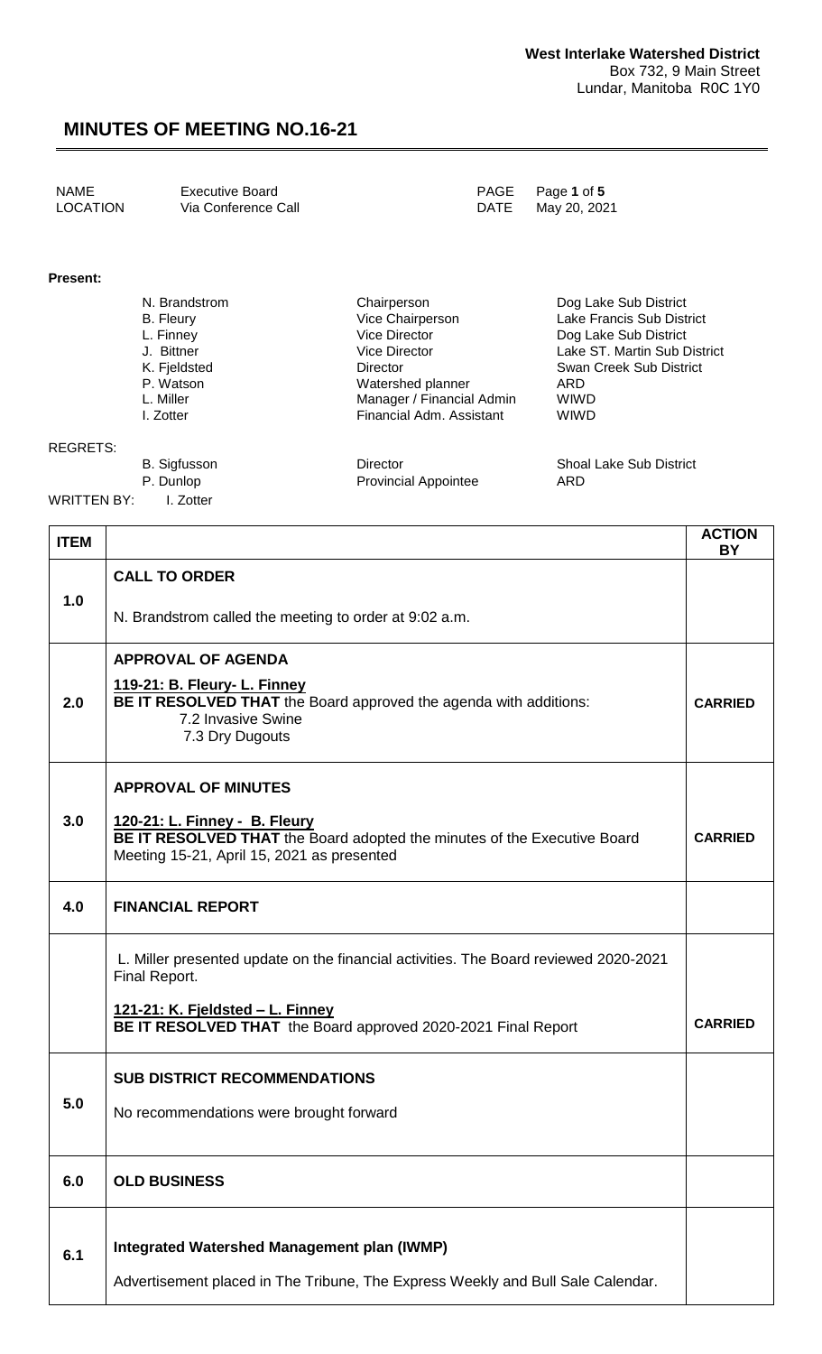**West Interlake Watershed District**
Box 732, 9 Main Street
Lundar, Manitoba R0C 1Y0

# MINUTES OF MEETING NO.16-21

| | | | |
|---|---|---|---|
| NAME | Executive Board | PAGE | Page **1** of **5** |
| LOCATION | Via Conference Call | DATE | May 20, 2021 |

**Present:**

| | | |
|---|---|---|
| N. Brandstrom | Chairperson | Dog Lake Sub District |
| B. Fleury | Vice Chairperson | Lake Francis Sub District |
| L. Finney | Vice Director | Dog Lake Sub District |
| J. Bittner | Vice Director | Lake ST. Martin Sub District |
| K. Fjeldsted | Director | Swan Creek Sub District |
| P. Watson | Watershed planner | ARD |
| L. Miller | Manager / Financial Admin | WIWD |
| I. Zotter | Financial Adm. Assistant | WIWD |

REGRETS:

| | | |
|---|---|---|
| B. Sigfusson | Director | Shoal Lake Sub District |
| P. Dunlop | Provincial Appointee | ARD |

WRITTEN BY: I. Zotter

| ITEM | | ACTION BY |
|---|---|---|
| 1.0 | **CALL TO ORDER**<br><br>N. Brandstrom called the meeting to order at 9:02 a.m. | |
| 2.0 | **APPROVAL OF AGENDA**<br><br>**119-21: B. Fleury- L. Finney**<br>**BE IT RESOLVED THAT** the Board approved the agenda with additions:<br>7.2 Invasive Swine<br>7.3 Dry Dugouts | **CARRIED** |
| 3.0 | **APPROVAL OF MINUTES**<br><br>**120-21: L. Finney - B. Fleury**<br>**BE IT RESOLVED THAT** the Board adopted the minutes of the Executive Board Meeting 15-21, April 15, 2021 as presented | **CARRIED** |
| 4.0 | **FINANCIAL REPORT** | |
| | L. Miller presented update on the financial activities. The Board reviewed 2020-2021 Final Report.<br><br>**121-21: K. Fjeldsted – L. Finney**<br>**BE IT RESOLVED THAT** the Board approved 2020-2021 Final Report | **CARRIED** |
| 5.0 | **SUB DISTRICT RECOMMENDATIONS**<br><br>No recommendations were brought forward | |
| 6.0 | **OLD BUSINESS** | |
| 6.1 | **Integrated Watershed Management plan (IWMP)**<br><br>Advertisement placed in The Tribune, The Express Weekly and Bull Sale Calendar. | |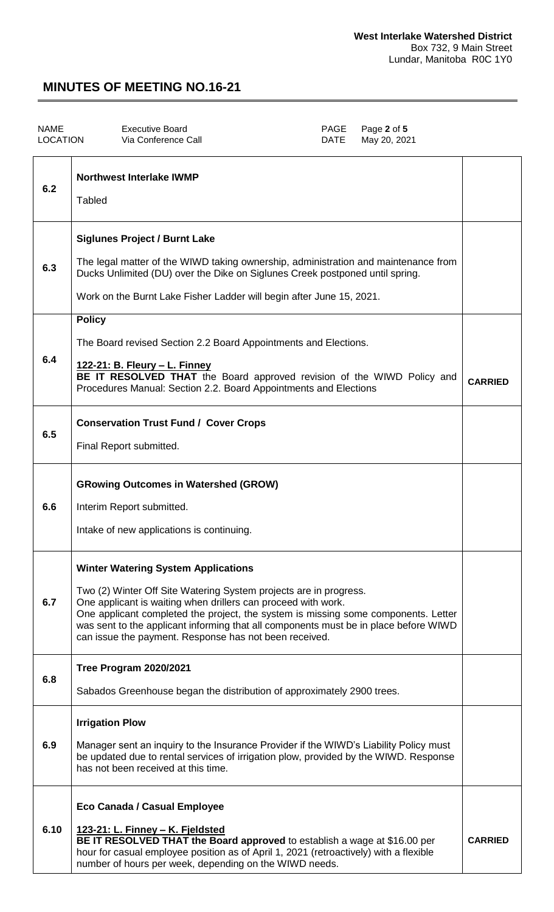| NAME | Executive Board | PAGE | Page **2** of **5** |
|---|---|---|---|
| LOCATION | Via Conference Call | DATE | May 20, 2021 |

| | | |
|---|---|---|
| 6.2 | **Northwest Interlake IWMP**<br><br>Tabled | |
| 6.3 | **Siglunes Project / Burnt Lake**<br><br>The legal matter of the WIWD taking ownership, administration and maintenance from Ducks Unlimited (DU) over the Dike on Siglunes Creek postponed until spring.<br><br>Work on the Burnt Lake Fisher Ladder will begin after June 15, 2021. | |
| 6.4 | **Policy**<br><br>The Board revised Section 2.2 Board Appointments and Elections.<br><br>**<u>122-21: B. Fleury – L. Finney</u>**<br>**BE IT RESOLVED THAT** the Board approved revision of the WIWD Policy and Procedures Manual: Section 2.2. Board Appointments and Elections | **CARRIED** |
| 6.5 | **Conservation Trust Fund / Cover Crops**<br><br>Final Report submitted. | |
| 6.6 | **GRowing Outcomes in Watershed (GROW)**<br><br>Interim Report submitted.<br><br>Intake of new applications is continuing. | |
| 6.7 | **Winter Watering System Applications**<br><br>Two (2) Winter Off Site Watering System projects are in progress.<br>One applicant is waiting when drillers can proceed with work.<br>One applicant completed the project, the system is missing some components. Letter was sent to the applicant informing that all components must be in place before WIWD can issue the payment. Response has not been received. | |
| 6.8 | **Tree Program 2020/2021**<br><br>Sabados Greenhouse began the distribution of approximately 2900 trees. | |
| 6.9 | **Irrigation Plow**<br><br>Manager sent an inquiry to the Insurance Provider if the WIWD's Liability Policy must be updated due to rental services of irrigation plow, provided by the WIWD. Response has not been received at this time. | |
| 6.10 | **Eco Canada / Casual Employee**<br><br>**<u>123-21: L. Finney – K. Fjeldsted</u>**<br>**BE IT RESOLVED THAT the Board approved** to establish a wage at $16.00 per hour for casual employee position as of April 1, 2021 (retroactively) with a flexible number of hours per week, depending on the WIWD needs. | **CARRIED** |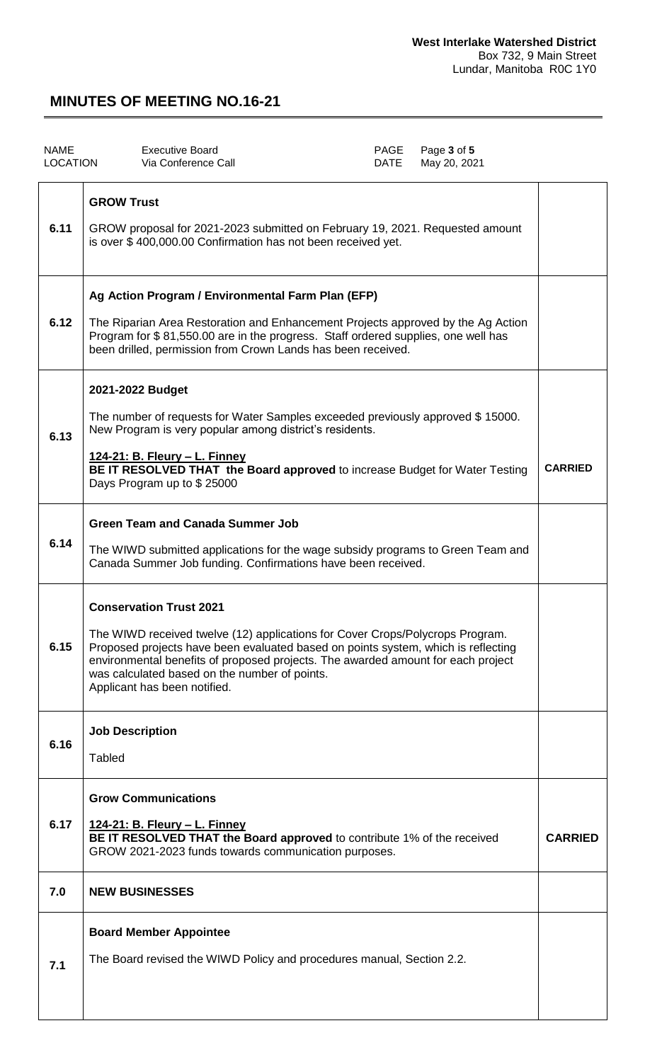**West Interlake Watershed District**
Box 732, 9 Main Street
Lundar, Manitoba R0C 1Y0

# MINUTES OF MEETING NO.16-21

| NAME | Executive Board | PAGE | Page 3 of 5 |
|---|---|---|---|
| LOCATION | Via Conference Call | DATE | May 20, 2021 |

| | | |
|---|---|---|
| 6.11 | **GROW Trust**<br><br>GROW proposal for 2021-2023 submitted on February 19, 2021. Requested amount is over $ 400,000.00 Confirmation has not been received yet. | |
| 6.12 | **Ag Action Program / Environmental Farm Plan (EFP)**<br><br>The Riparian Area Restoration and Enhancement Projects approved by the Ag Action Program for $ 81,550.00 are in the progress. Staff ordered supplies, one well has been drilled, permission from Crown Lands has been received. | |
| 6.13 | **2021-2022 Budget**<br><br>The number of requests for Water Samples exceeded previously approved $ 15000. New Program is very popular among district's residents.<br><br>**<u>124-21: B. Fleury – L. Finney</u>**<br>**BE IT RESOLVED THAT the Board approved** to increase Budget for Water Testing Days Program up to $ 25000 | **CARRIED** |
| 6.14 | **Green Team and Canada Summer Job**<br><br>The WIWD submitted applications for the wage subsidy programs to Green Team and Canada Summer Job funding. Confirmations have been received. | |
| 6.15 | **Conservation Trust 2021**<br><br>The WIWD received twelve (12) applications for Cover Crops/Polycrops Program. Proposed projects have been evaluated based on points system, which is reflecting environmental benefits of proposed projects. The awarded amount for each project was calculated based on the number of points.<br>Applicant has been notified. | |
| 6.16 | **Job Description**<br><br>Tabled | |
| 6.17 | **Grow Communications**<br><br>**<u>124-21: B. Fleury – L. Finney</u>**<br>**BE IT RESOLVED THAT the Board approved** to contribute 1% of the received GROW 2021-2023 funds towards communication purposes. | **CARRIED** |
| 7.0 | **NEW BUSINESSES** | |
| 7.1 | **Board Member Appointee**<br><br>The Board revised the WIWD Policy and procedures manual, Section 2.2. | |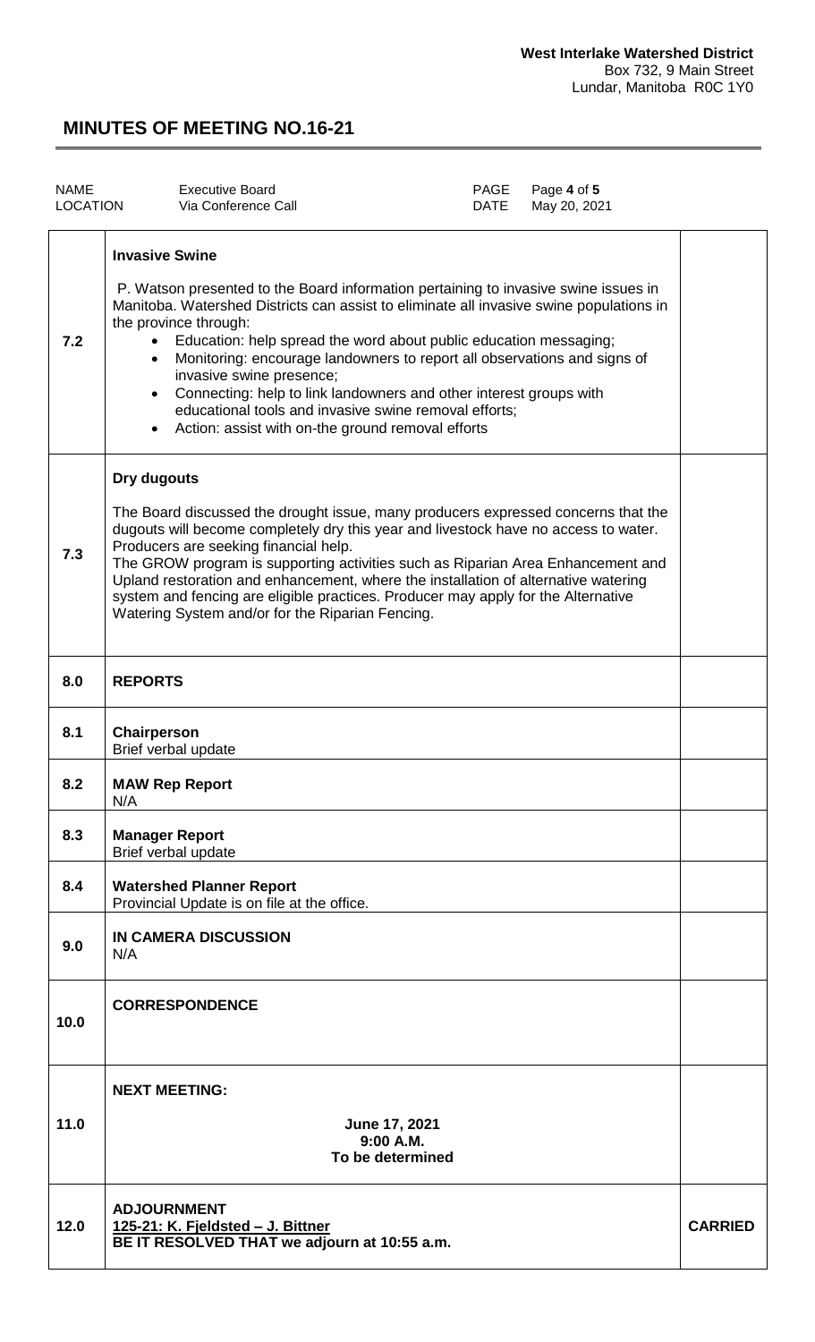**West Interlake Watershed District**
Box 732, 9 Main Street
Lundar, Manitoba R0C 1Y0

# MINUTES OF MEETING NO.16-21

| NAME | Executive Board | PAGE | Page **4** of **5** |
|---|---|---|---|
| LOCATION | Via Conference Call | DATE | May 20, 2021 |

| | | |
|---|---|---|
| **7.2** | **Invasive Swine**<br><br>P. Watson presented to the Board information pertaining to invasive swine issues in Manitoba. Watershed Districts can assist to eliminate all invasive swine populations in the province through:<br>• Education: help spread the word about public education messaging;<br>• Monitoring: encourage landowners to report all observations and signs of invasive swine presence;<br>• Connecting: help to link landowners and other interest groups with educational tools and invasive swine removal efforts;<br>• Action: assist with on-the ground removal efforts | |
| **7.3** | **Dry dugouts**<br><br>The Board discussed the drought issue, many producers expressed concerns that the dugouts will become completely dry this year and livestock have no access to water. Producers are seeking financial help.<br>The GROW program is supporting activities such as Riparian Area Enhancement and Upland restoration and enhancement, where the installation of alternative watering system and fencing are eligible practices. Producer may apply for the Alternative Watering System and/or for the Riparian Fencing. | |
| **8.0** | **REPORTS** | |
| **8.1** | **Chairperson**<br>Brief verbal update | |
| **8.2** | **MAW Rep Report**<br>N/A | |
| **8.3** | **Manager Report**<br>Brief verbal update | |
| **8.4** | **Watershed Planner Report**<br>Provincial Update is on file at the office. | |
| **9.0** | **IN CAMERA DISCUSSION**<br>N/A | |
| **10.0** | **CORRESPONDENCE** | |
| **11.0** | **NEXT MEETING:**<br><br>**June 17, 2021**<br>**9:00 A.M.**<br>**To be determined** | |
| **12.0** | **ADJOURNMENT**<br>**125-21: K. Fjeldsted – J. Bittner**<br>**BE IT RESOLVED THAT we adjourn at 10:55 a.m.** | **CARRIED** |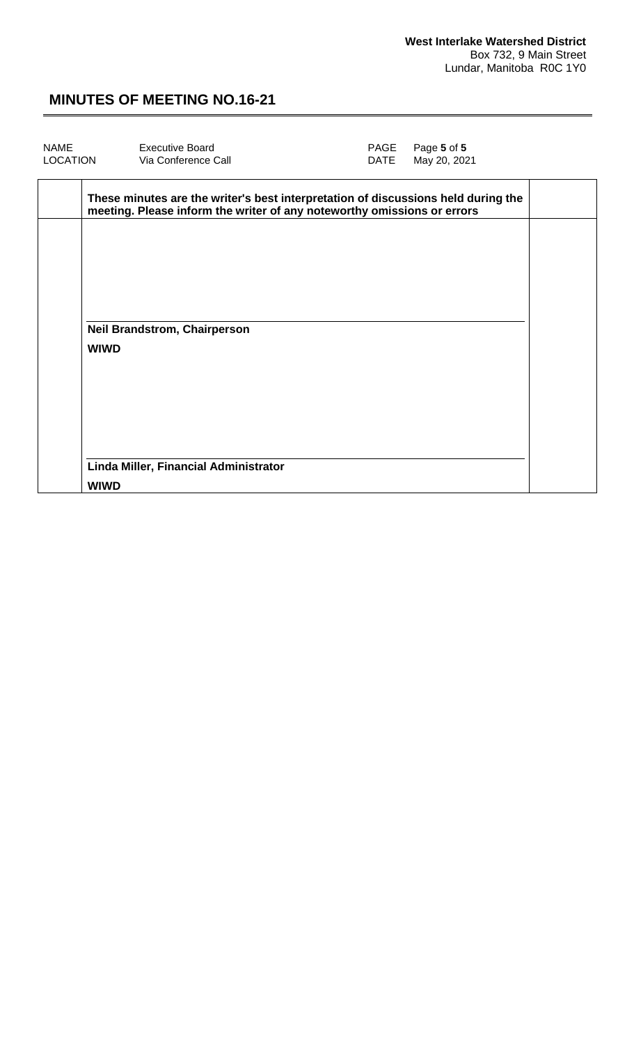**These minutes are the writer's best interpretation of discussions held during the meeting. Please inform the writer of any noteworthy omissions or errors**

---

**Neil Brandstrom, Chairperson**

**WIWD**

---

**Linda Miller, Financial Administrator**

**WIWD**